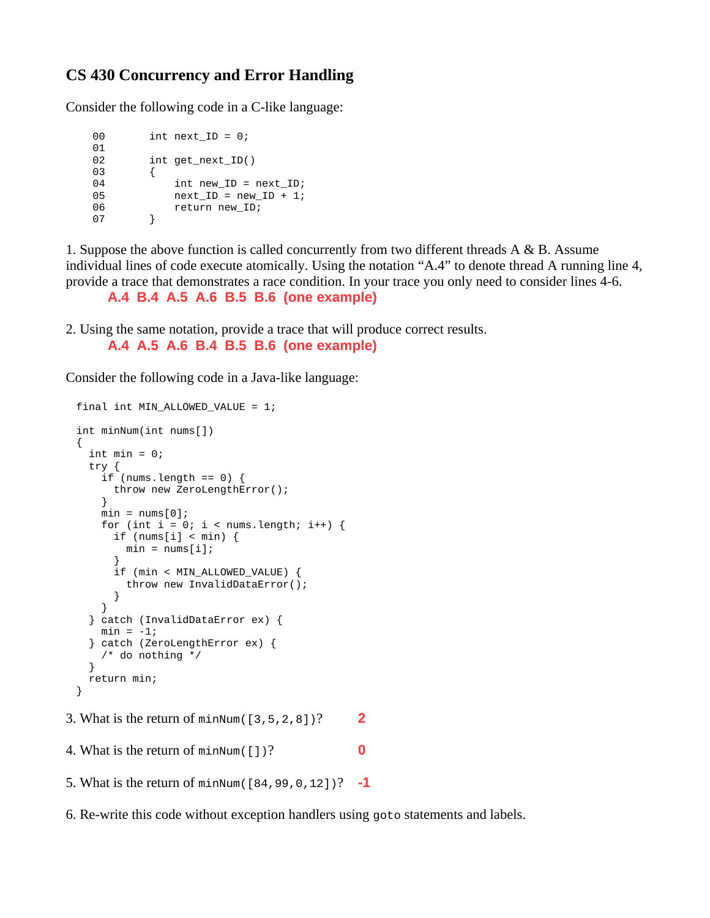# CS 430 Concurrency and Error Handling

Consider the following code in a C-like language:

```
00       int next_ID = 0;
01
02       int get_next_ID()
03       {
04           int new_ID = next_ID;
05           next_ID = new_ID + 1;
06           return new_ID;
07       }
```

1. Suppose the above function is called concurrently from two different threads A & B. Assume individual lines of code execute atomically. Using the notation "A.4" to denote thread A running line 4, provide a trace that demonstrates a race condition. In your trace you only need to consider lines 4-6.

**A.4 B.4 A.5 A.6 B.5 B.6 (one example)**

2. Using the same notation, provide a trace that will produce correct results.

**A.4 A.5 A.6 B.4 B.5 B.6 (one example)**

Consider the following code in a Java-like language:

```
final int MIN_ALLOWED_VALUE = 1;

int minNum(int nums[])
{
  int min = 0;
  try {
    if (nums.length == 0) {
      throw new ZeroLengthError();
    }
    min = nums[0];
    for (int i = 0; i < nums.length; i++) {
      if (nums[i] < min) {
        min = nums[i];
      }
      if (min < MIN_ALLOWED_VALUE) {
        throw new InvalidDataError();
      }
    }
  } catch (InvalidDataError ex) {
    min = -1;
  } catch (ZeroLengthError ex) {
    /* do nothing */
  }
  return min;
}
```

3. What is the return of `minNum([3,5,2,8])`? **2**

4. What is the return of `minNum([])`? **0**

5. What is the return of `minNum([84,99,0,12])`? **-1**

6. Re-write this code without exception handlers using `goto` statements and labels.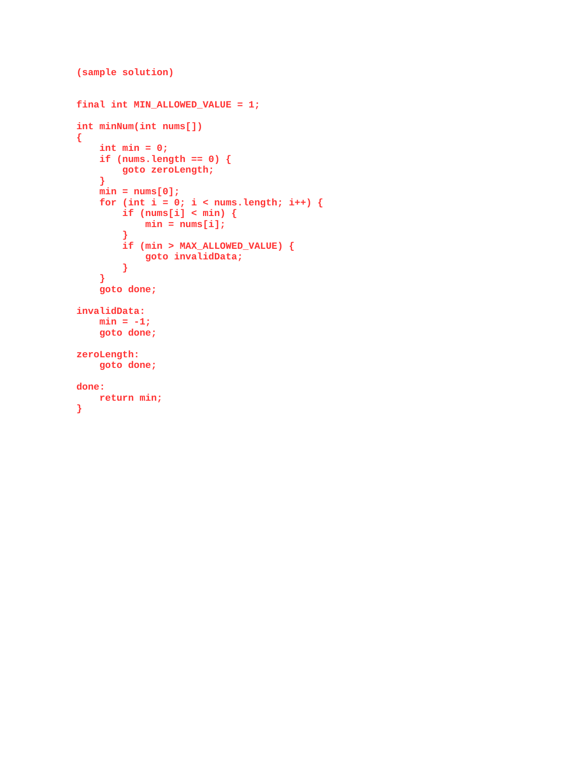(sample solution)

```
final int MIN_ALLOWED_VALUE = 1;

int minNum(int nums[])
{
    int min = 0;
    if (nums.length == 0) {
        goto zeroLength;
    }
    min = nums[0];
    for (int i = 0; i < nums.length; i++) {
        if (nums[i] < min) {
            min = nums[i];
        }
        if (min > MAX_ALLOWED_VALUE) {
            goto invalidData;
        }
    }
    goto done;

invalidData:
    min = -1;
    goto done;

zeroLength:
    goto done;

done:
    return min;
}
```